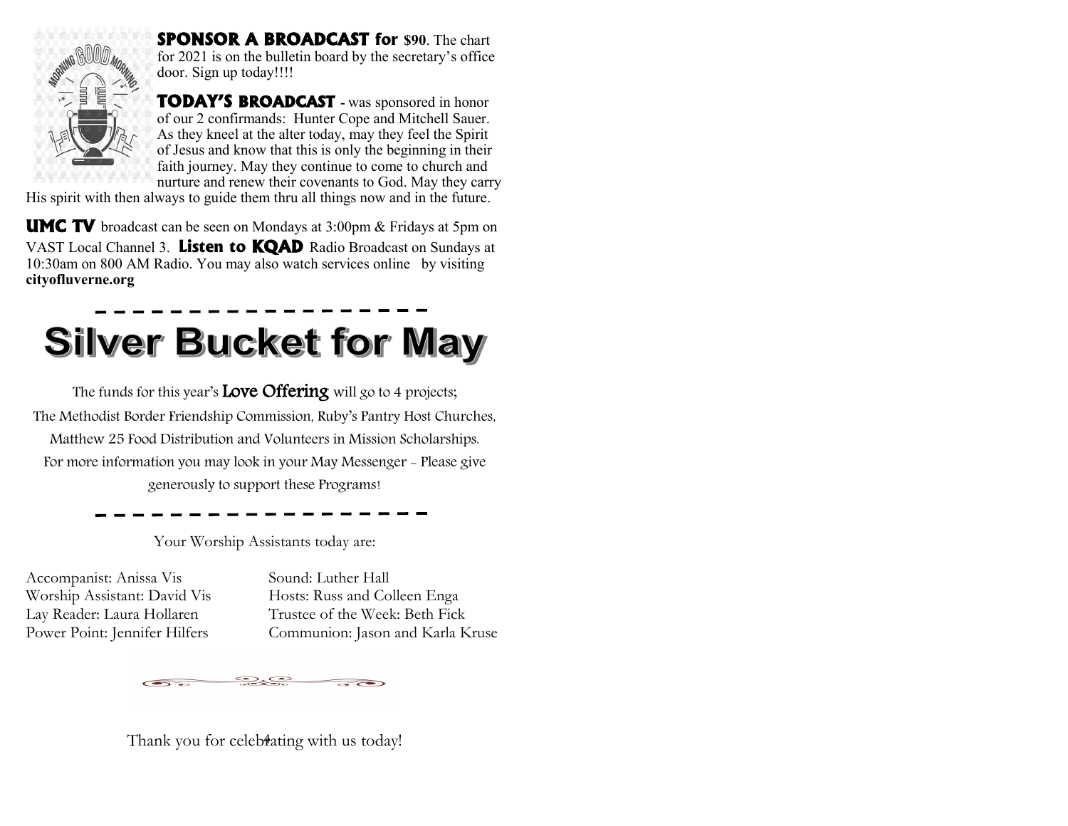**SPONSOR A BROADCAST for $90**. The chart for 2021 is on the bulletin board by the secretary's office door. Sign up today!!!!

**TODAY'S BROADCAST** - was sponsored in honor of our 2 confirmands: Hunter Cope and Mitchell Sauer. As they kneel at the alter today, may they feel the Spirit of Jesus and know that this is only the beginning in their faith journey. May they continue to come to church and nurture and renew their covenants to God. May they carry His spirit with then always to guide them thru all things now and in the future.

**UMC TV** broadcast can be seen on Mondays at 3:00pm & Fridays at 5pm on VAST Local Channel 3. **Listen to KQAD** Radio Broadcast on Sundays at 10:30am on 800 AM Radio. You may also watch services online by visiting **cityofluverne.org**

---

# Silver Bucket for May

The funds for this year's **Love Offering** will go to 4 projects; The Methodist Border Friendship Commission, Ruby's Pantry Host Churches, Matthew 25 Food Distribution and Volunteers in Mission Scholarships. For more information you may look in your May Messenger - Please give generously to support these Programs!

---

Your Worship Assistants today are:

Accompanist: Anissa Vis
Worship Assistant: David Vis
Lay Reader: Laura Hollaren
Power Point: Jennifer Hilfers
Sound: Luther Hall
Hosts: Russ and Colleen Enga
Trustee of the Week: Beth Fick
Communion: Jason and Karla Kruse

Thank you for celebrating with us today!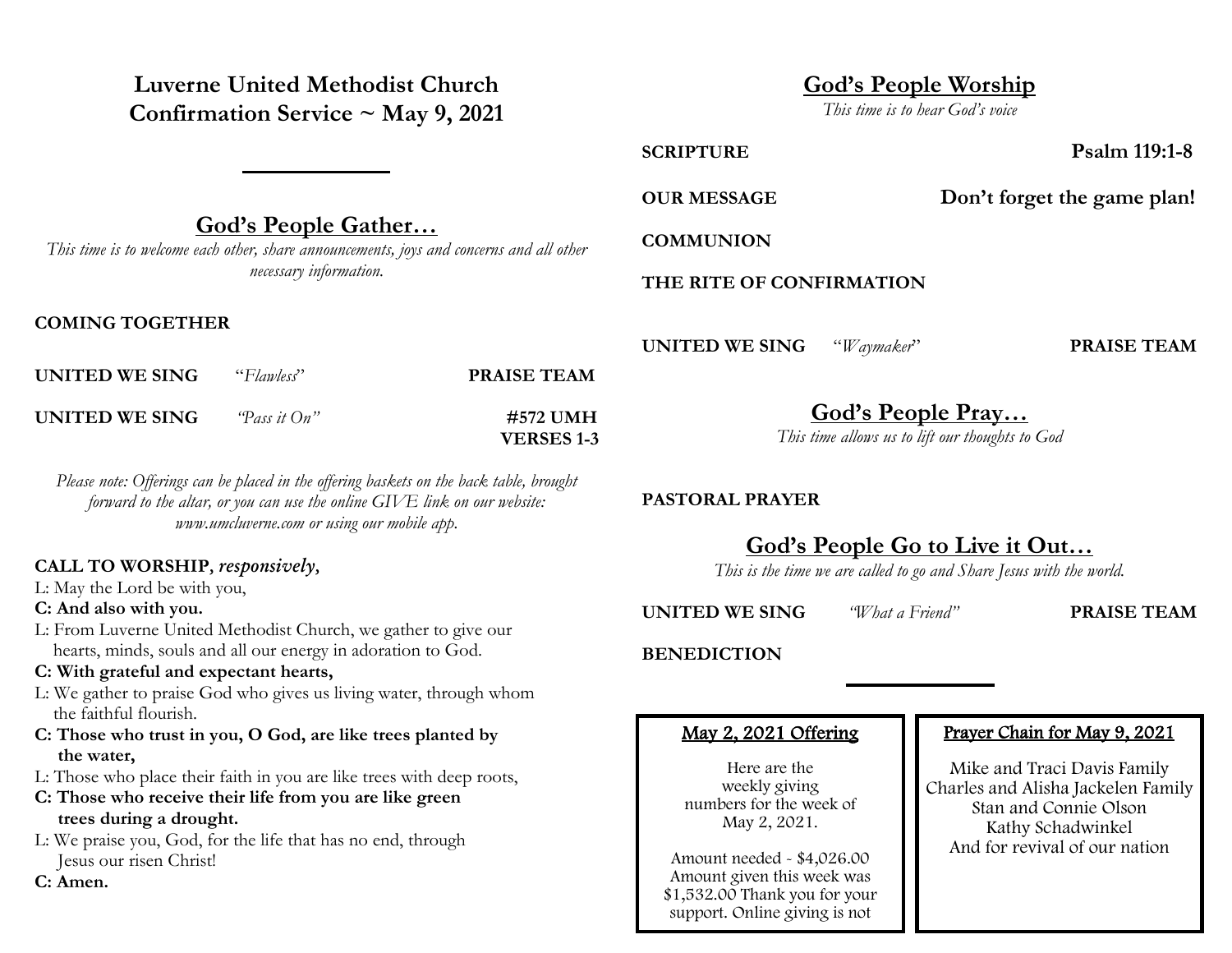# Luverne United Methodist Church
# Confirmation Service ~ May 9, 2021

## God's People Gather…

*This time is to welcome each other, share announcements, joys and concerns and all other necessary information.*

**COMING TOGETHER**

**UNITED WE SING** "*Flawless*" **PRAISE TEAM**

**UNITED WE SING** *"Pass it On"* **#572 UMH VERSES 1-3**

*Please note: Offerings can be placed in the offering baskets on the back table, brought forward to the altar, or you can use the online GIVE link on our website: www.umcluverne.com or using our mobile app.*

**CALL TO WORSHIP***, responsively,*

L: May the Lord be with you,

**C: And also with you.**

L: From Luverne United Methodist Church, we gather to give our hearts, minds, souls and all our energy in adoration to God.

**C: With grateful and expectant hearts,**

L: We gather to praise God who gives us living water, through whom the faithful flourish.

**C: Those who trust in you, O God, are like trees planted by the water,**

L: Those who place their faith in you are like trees with deep roots,

**C: Those who receive their life from you are like green trees during a drought.**

L: We praise you, God, for the life that has no end, through Jesus our risen Christ!

**C: Amen.**

## God's People Worship

*This time is to hear God's voice*

**SCRIPTURE** **Psalm 119:1-8**

**OUR MESSAGE** **Don't forget the game plan!**

**COMMUNION**

**THE RITE OF CONFIRMATION**

**UNITED WE SING** "*Waymaker*" **PRAISE TEAM**

## God's People Pray…

*This time allows us to lift our thoughts to God*

**PASTORAL PRAYER**

## God's People Go to Live it Out…

*This is the time we are called to go and Share Jesus with the world.*

**UNITED WE SING** *"What a Friend"* **PRAISE TEAM**

**BENEDICTION**

### May 2, 2021 Offering

Here are the weekly giving numbers for the week of May 2, 2021.

Amount needed - $4,026.00
Amount given this week was $1,532.00 Thank you for your support. Online giving is not

### Prayer Chain for May 9, 2021

Mike and Traci Davis Family
Charles and Alisha Jackelen Family
Stan and Connie Olson
Kathy Schadwinkel
And for revival of our nation